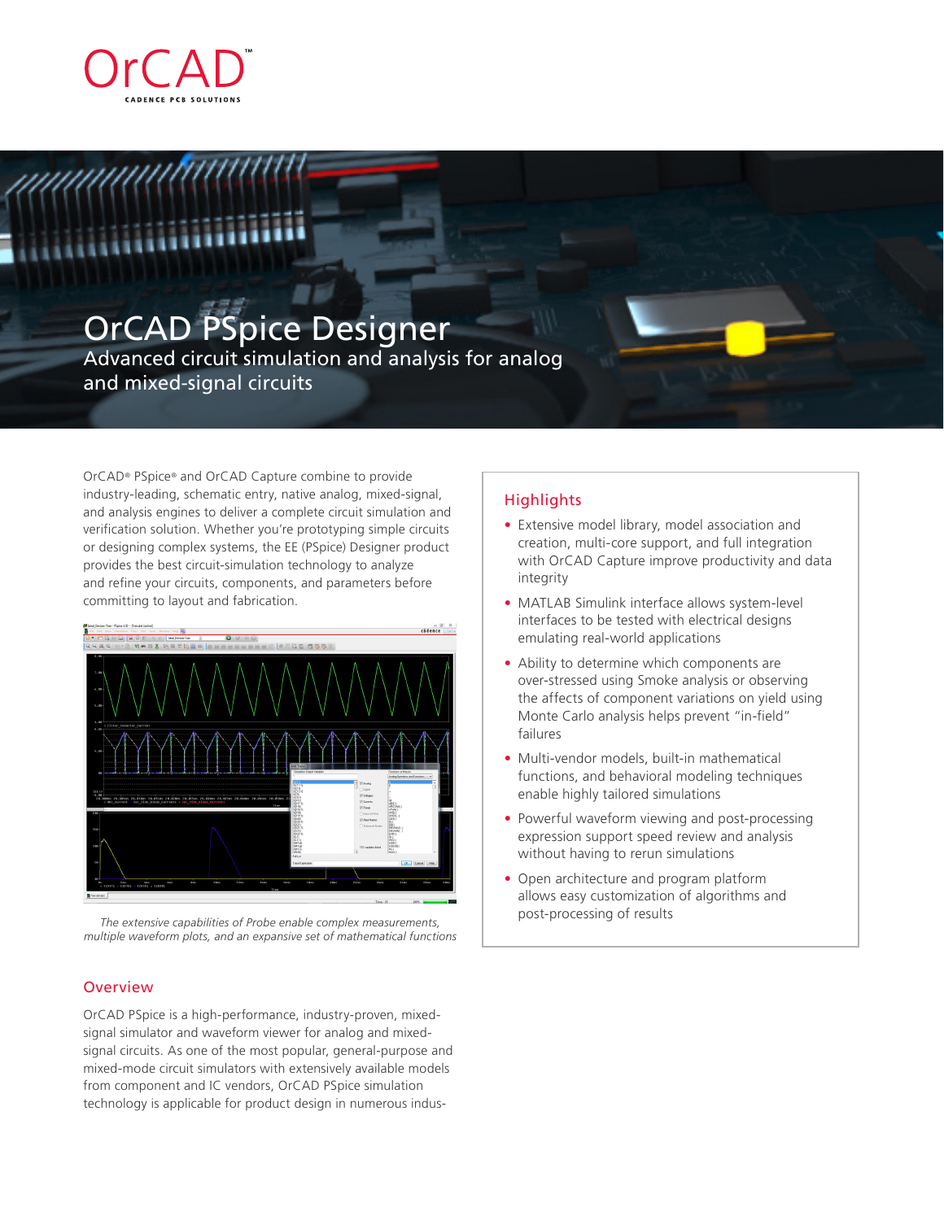# OrCAD PSpice Designer

## Advanced circuit simulation and analysis for analog and mixed-signal circuits

OrCAD® PSpice® and OrCAD Capture combine to provide industry-leading, schematic entry, native analog, mixed-signal, and analysis engines to deliver a complete circuit simulation and verification solution. Whether you're prototyping simple circuits or designing complex systems, the EE (PSpice) Designer product provides the best circuit-simulation technology to analyze and refine your circuits, components, and parameters before committing to layout and fabrication.

*The extensive capabilities of Probe enable complex measurements, multiple waveform plots, and an expansive set of mathematical functions*

## Highlights

- Extensive model library, model association and creation, multi-core support, and full integration with OrCAD Capture improve productivity and data integrity
- MATLAB Simulink interface allows system-level interfaces to be tested with electrical designs emulating real-world applications
- Ability to determine which components are over-stressed using Smoke analysis or observing the affects of component variations on yield using Monte Carlo analysis helps prevent "in-field" failures
- Multi-vendor models, built-in mathematical functions, and behavioral modeling techniques enable highly tailored simulations
- Powerful waveform viewing and post-processing expression support speed review and analysis without having to rerun simulations
- Open architecture and program platform allows easy customization of algorithms and post-processing of results

## Overview

OrCAD PSpice is a high-performance, industry-proven, mixed-signal simulator and waveform viewer for analog and mixed-signal circuits. As one of the most popular, general-purpose and mixed-mode circuit simulators with extensively available models from component and IC vendors, OrCAD PSpice simulation technology is applicable for product design in numerous indus-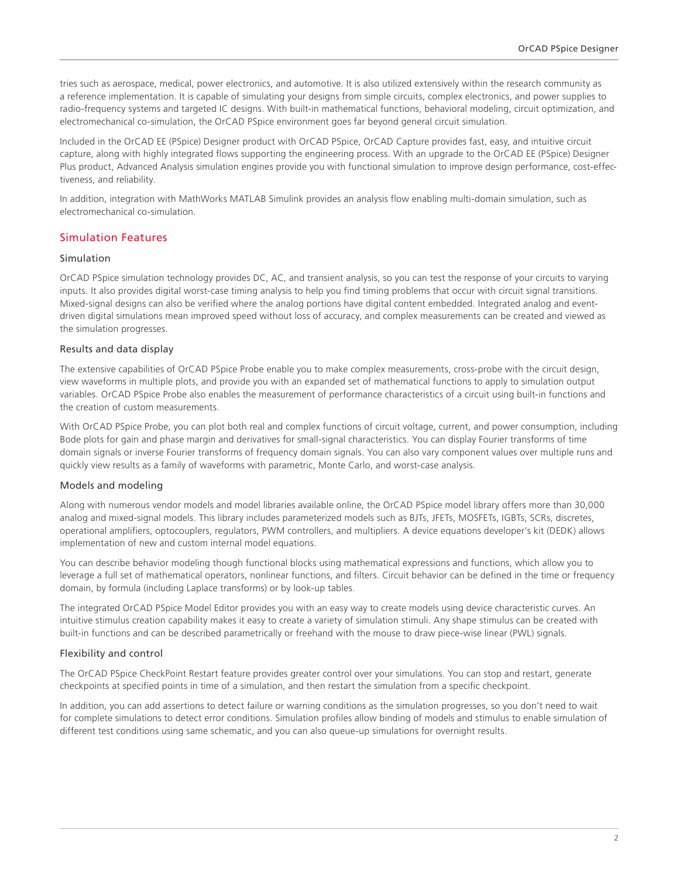tries such as aerospace, medical, power electronics, and automotive. It is also utilized extensively within the research community as a reference implementation. It is capable of simulating your designs from simple circuits, complex electronics, and power supplies to radio-frequency systems and targeted IC designs. With built-in mathematical functions, behavioral modeling, circuit optimization, and electromechanical co-simulation, the OrCAD PSpice environment goes far beyond general circuit simulation.

Included in the OrCAD EE (PSpice) Designer product with OrCAD PSpice, OrCAD Capture provides fast, easy, and intuitive circuit capture, along with highly integrated flows supporting the engineering process. With an upgrade to the OrCAD EE (PSpice) Designer Plus product, Advanced Analysis simulation engines provide you with functional simulation to improve design performance, cost-effectiveness, and reliability.

In addition, integration with MathWorks MATLAB Simulink provides an analysis flow enabling multi-domain simulation, such as electromechanical co-simulation.

## Simulation Features

### Simulation

OrCAD PSpice simulation technology provides DC, AC, and transient analysis, so you can test the response of your circuits to varying inputs. It also provides digital worst-case timing analysis to help you find timing problems that occur with circuit signal transitions. Mixed-signal designs can also be verified where the analog portions have digital content embedded. Integrated analog and event-driven digital simulations mean improved speed without loss of accuracy, and complex measurements can be created and viewed as the simulation progresses.

### Results and data display

The extensive capabilities of OrCAD PSpice Probe enable you to make complex measurements, cross-probe with the circuit design, view waveforms in multiple plots, and provide you with an expanded set of mathematical functions to apply to simulation output variables. OrCAD PSpice Probe also enables the measurement of performance characteristics of a circuit using built-in functions and the creation of custom measurements.

With OrCAD PSpice Probe, you can plot both real and complex functions of circuit voltage, current, and power consumption, including Bode plots for gain and phase margin and derivatives for small-signal characteristics. You can display Fourier transforms of time domain signals or inverse Fourier transforms of frequency domain signals. You can also vary component values over multiple runs and quickly view results as a family of waveforms with parametric, Monte Carlo, and worst-case analysis.

### Models and modeling

Along with numerous vendor models and model libraries available online, the OrCAD PSpice model library offers more than 30,000 analog and mixed-signal models. This library includes parameterized models such as BJTs, JFETs, MOSFETs, IGBTs, SCRs, discretes, operational amplifiers, optocouplers, regulators, PWM controllers, and multipliers. A device equations developer's kit (DEDK) allows implementation of new and custom internal model equations.

You can describe behavior modeling though functional blocks using mathematical expressions and functions, which allow you to leverage a full set of mathematical operators, nonlinear functions, and filters. Circuit behavior can be defined in the time or frequency domain, by formula (including Laplace transforms) or by look-up tables.

The integrated OrCAD PSpice Model Editor provides you with an easy way to create models using device characteristic curves. An intuitive stimulus creation capability makes it easy to create a variety of simulation stimuli. Any shape stimulus can be created with built-in functions and can be described parametrically or freehand with the mouse to draw piece-wise linear (PWL) signals.

### Flexibility and control

The OrCAD PSpice CheckPoint Restart feature provides greater control over your simulations. You can stop and restart, generate checkpoints at specified points in time of a simulation, and then restart the simulation from a specific checkpoint.

In addition, you can add assertions to detect failure or warning conditions as the simulation progresses, so you don't need to wait for complete simulations to detect error conditions. Simulation profiles allow binding of models and stimulus to enable simulation of different test conditions using same schematic, and you can also queue-up simulations for overnight results.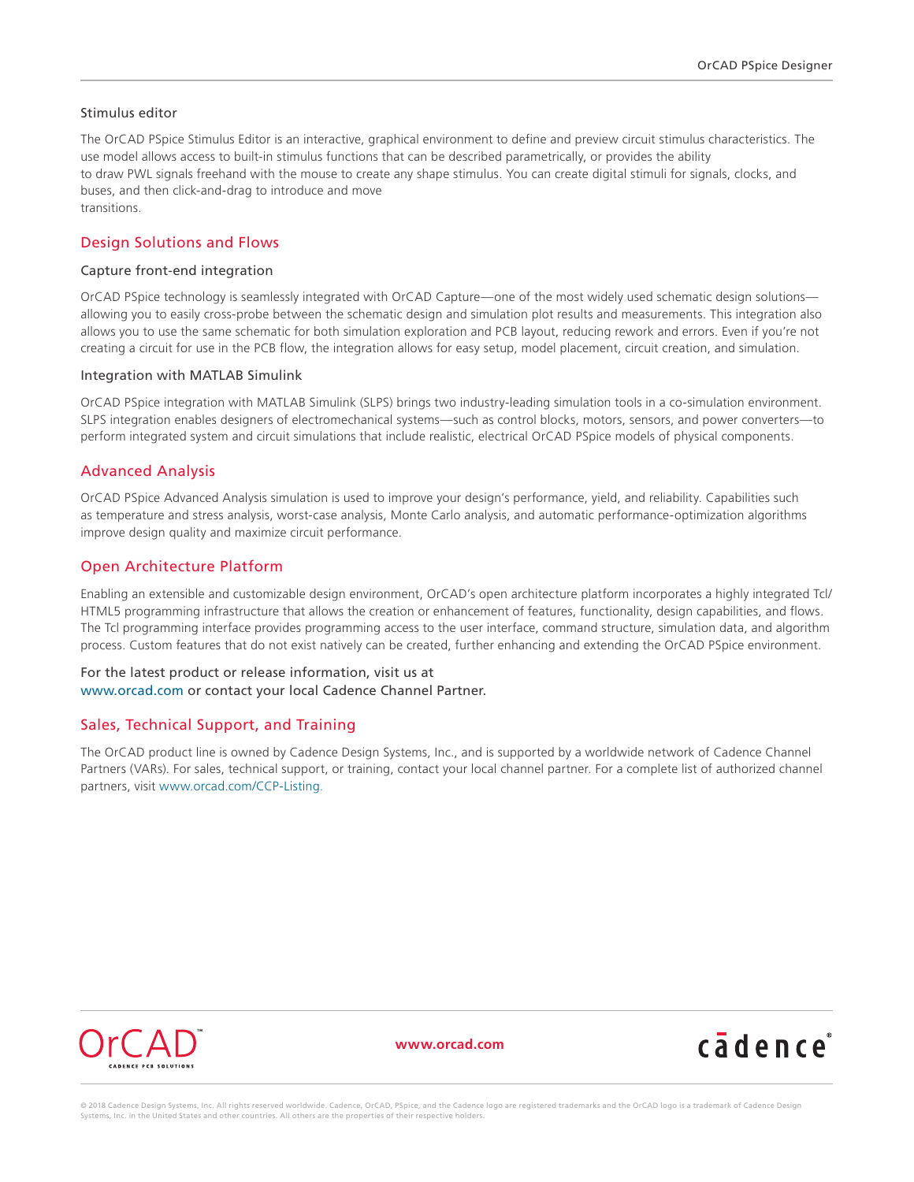### Stimulus editor

The OrCAD PSpice Stimulus Editor is an interactive, graphical environment to define and preview circuit stimulus characteristics. The use model allows access to built-in stimulus functions that can be described parametrically, or provides the ability to draw PWL signals freehand with the mouse to create any shape stimulus. You can create digital stimuli for signals, clocks, and buses, and then click-and-drag to introduce and move transitions.

## Design Solutions and Flows

### Capture front-end integration

OrCAD PSpice technology is seamlessly integrated with OrCAD Capture—one of the most widely used schematic design solutions—allowing you to easily cross-probe between the schematic design and simulation plot results and measurements. This integration also allows you to use the same schematic for both simulation exploration and PCB layout, reducing rework and errors. Even if you're not creating a circuit for use in the PCB flow, the integration allows for easy setup, model placement, circuit creation, and simulation.

### Integration with MATLAB Simulink

OrCAD PSpice integration with MATLAB Simulink (SLPS) brings two industry-leading simulation tools in a co-simulation environment. SLPS integration enables designers of electromechanical systems—such as control blocks, motors, sensors, and power converters—to perform integrated system and circuit simulations that include realistic, electrical OrCAD PSpice models of physical components.

## Advanced Analysis

OrCAD PSpice Advanced Analysis simulation is used to improve your design's performance, yield, and reliability. Capabilities such as temperature and stress analysis, worst-case analysis, Monte Carlo analysis, and automatic performance-optimization algorithms improve design quality and maximize circuit performance.

## Open Architecture Platform

Enabling an extensible and customizable design environment, OrCAD's open architecture platform incorporates a highly integrated Tcl/HTML5 programming infrastructure that allows the creation or enhancement of features, functionality, design capabilities, and flows. The Tcl programming interface provides programming access to the user interface, command structure, simulation data, and algorithm process. Custom features that do not exist natively can be created, further enhancing and extending the OrCAD PSpice environment.

For the latest product or release information, visit us at www.orcad.com or contact your local Cadence Channel Partner.

## Sales, Technical Support, and Training

The OrCAD product line is owned by Cadence Design Systems, Inc., and is supported by a worldwide network of Cadence Channel Partners (VARs). For sales, technical support, or training, contact your local channel partner. For a complete list of authorized channel partners, visit www.orcad.com/CCP-Listing.

OrCAD™ CADENCE PCB SOLUTIONS

www.orcad.com

cadence®

© 2018 Cadence Design Systems, Inc. All rights reserved worldwide. Cadence, OrCAD, PSpice, and the Cadence logo are registered trademarks and the OrCAD logo is a trademark of Cadence Design Systems, Inc. in the United States and other countries. All others are the properties of their respective holders.